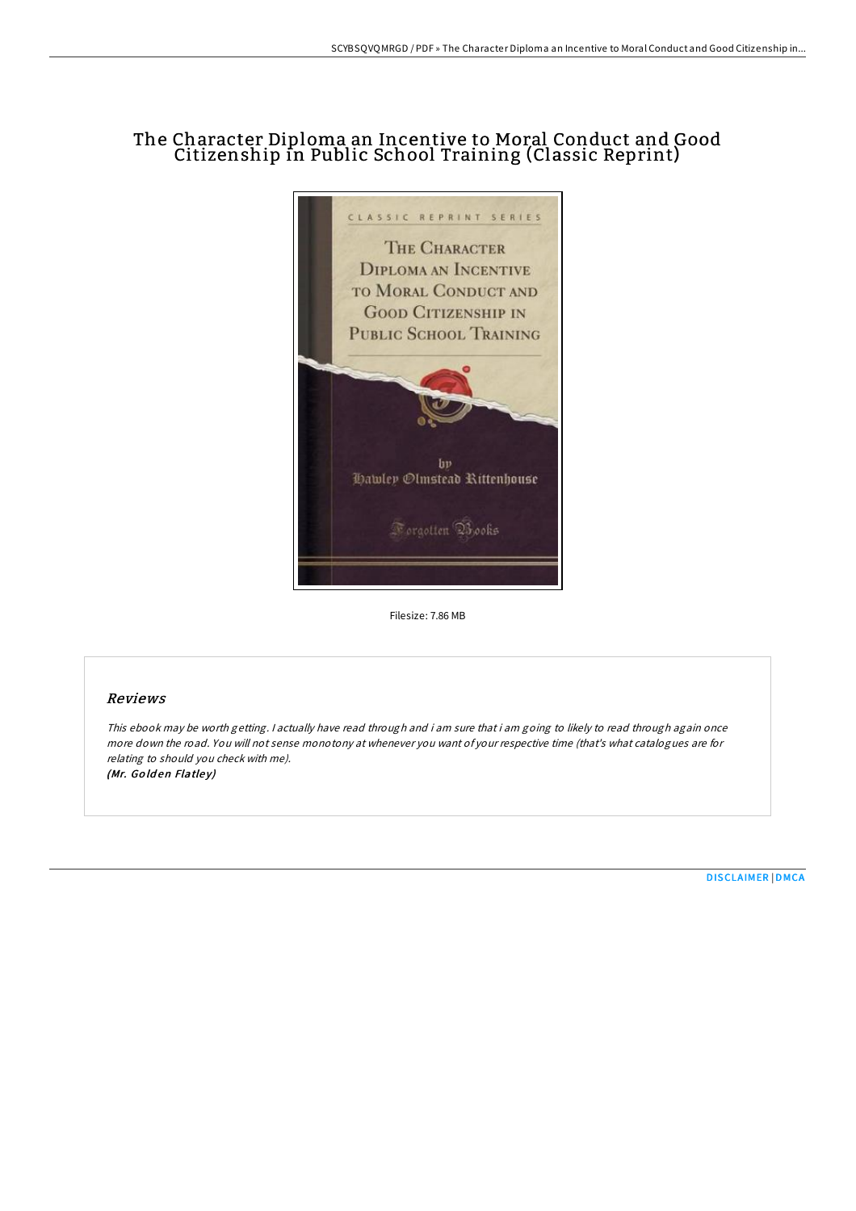# The Character Diploma an Incentive to Moral Conduct and Good Citizenship in Public School Training (Classic Reprint)

Filesize: 7.86 MB

## Reviews

*This ebook may be worth getting. I actually have read through and i am sure that i am going to likely to read through again once more down the road. You will not sense monotony at whenever you want of your respective time (that's what catalogues are for relating to should you check with me).*

***(Mr. Golden Flatley)***

DISCLAIMER | DMCA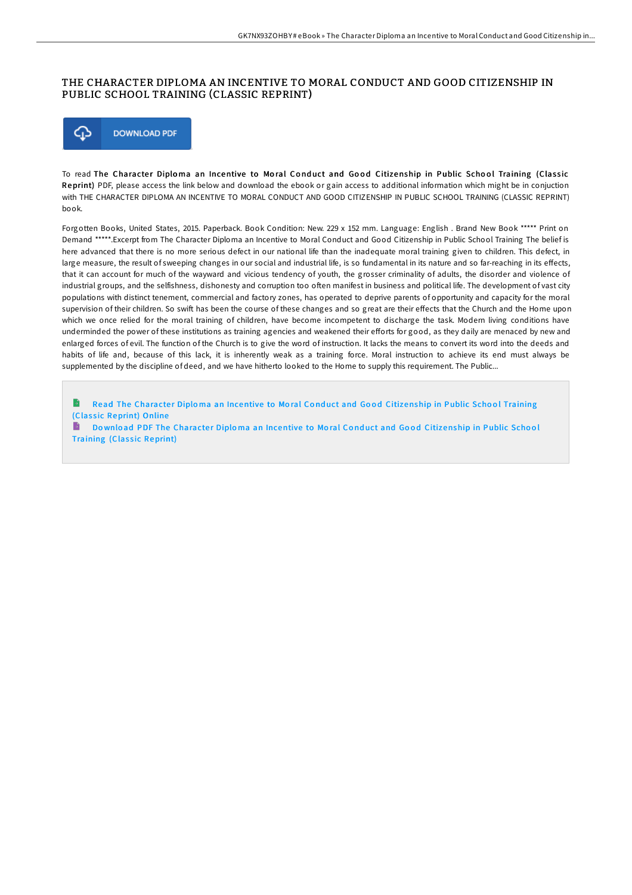# THE CHARACTER DIPLOMA AN INCENTIVE TO MORAL CONDUCT AND GOOD CITIZENSHIP IN PUBLIC SCHOOL TRAINING (CLASSIC REPRINT)

DOWNLOAD PDF

To read **The Character Diploma an Incentive to Moral Conduct and Good Citizenship in Public School Training (Classic Reprint)** PDF, please access the link below and download the ebook or gain access to additional information which might be in conjuction with THE CHARACTER DIPLOMA AN INCENTIVE TO MORAL CONDUCT AND GOOD CITIZENSHIP IN PUBLIC SCHOOL TRAINING (CLASSIC REPRINT) book.

Forgotten Books, United States, 2015. Paperback. Book Condition: New. 229 x 152 mm. Language: English . Brand New Book ***** Print on Demand *****.Excerpt from The Character Diploma an Incentive to Moral Conduct and Good Citizenship in Public School Training The belief is here advanced that there is no more serious defect in our national life than the inadequate moral training given to children. This defect, in large measure, the result of sweeping changes in our social and industrial life, is so fundamental in its nature and so far-reaching in its effects, that it can account for much of the wayward and vicious tendency of youth, the grosser criminality of adults, the disorder and violence of industrial groups, and the selfishness, dishonesty and corruption too often manifest in business and political life. The development of vast city populations with distinct tenement, commercial and factory zones, has operated to deprive parents of opportunity and capacity for the moral supervision of their children. So swift has been the course of these changes and so great are their effects that the Church and the Home upon which we once relied for the moral training of children, have become incompetent to discharge the task. Modern living conditions have underminded the power of these institutions as training agencies and weakened their efforts for good, as they daily are menaced by new and enlarged forces of evil. The function of the Church is to give the word of instruction. It lacks the means to convert its word into the deeds and habits of life and, because of this lack, it is inherently weak as a training force. Moral instruction to achieve its end must always be supplemented by the discipline of deed, and we have hitherto looked to the Home to supply this requirement. The Public...

Read The Character Diploma an Incentive to Moral Conduct and Good Citizenship in Public School Training (Classic Reprint) Online

Download PDF The Character Diploma an Incentive to Moral Conduct and Good Citizenship in Public School Training (Classic Reprint)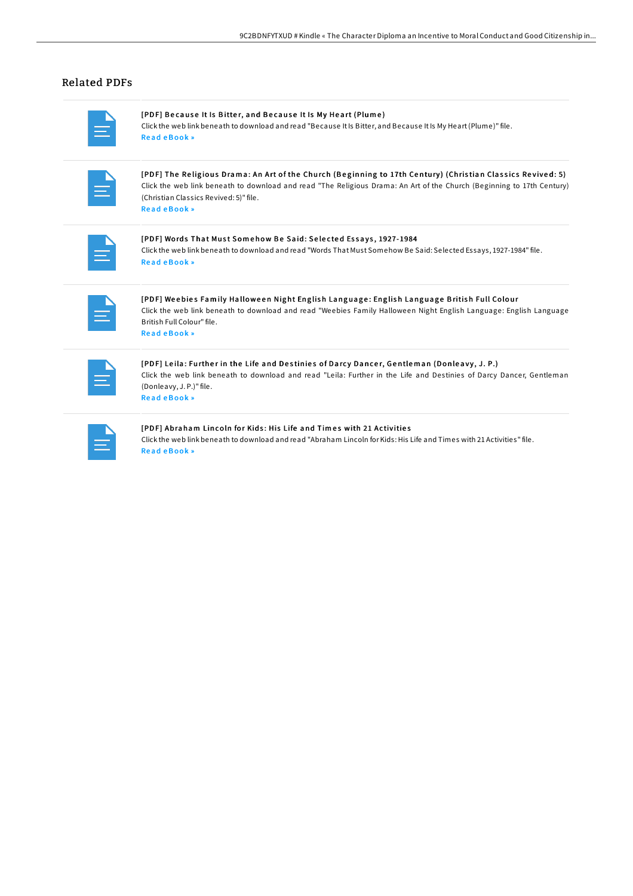## Related PDFs

[PDF] Because It Is Bitter, and Because It Is My Heart (Plume)
Click the web link beneath to download and read "Because It Is Bitter, and Because It Is My Heart (Plume)" file.
Read eBook »

[PDF] The Religious Drama: An Art of the Church (Beginning to 17th Century) (Christian Classics Revived: 5)
Click the web link beneath to download and read "The Religious Drama: An Art of the Church (Beginning to 17th Century) (Christian Classics Revived: 5)" file.
Read eBook »

[PDF] Words That Must Somehow Be Said: Selected Essays, 1927-1984
Click the web link beneath to download and read "Words That Must Somehow Be Said: Selected Essays, 1927-1984" file.
Read eBook »

[PDF] Weebies Family Halloween Night English Language: English Language British Full Colour
Click the web link beneath to download and read "Weebies Family Halloween Night English Language: English Language British Full Colour" file.
Read eBook »

[PDF] Leila: Further in the Life and Destinies of Darcy Dancer, Gentleman (Donleavy, J. P.)
Click the web link beneath to download and read "Leila: Further in the Life and Destinies of Darcy Dancer, Gentleman (Donleavy, J. P.)" file.
Read eBook »

[PDF] Abraham Lincoln for Kids: His Life and Times with 21 Activities
Click the web link beneath to download and read "Abraham Lincoln for Kids: His Life and Times with 21 Activities" file.
Read eBook »